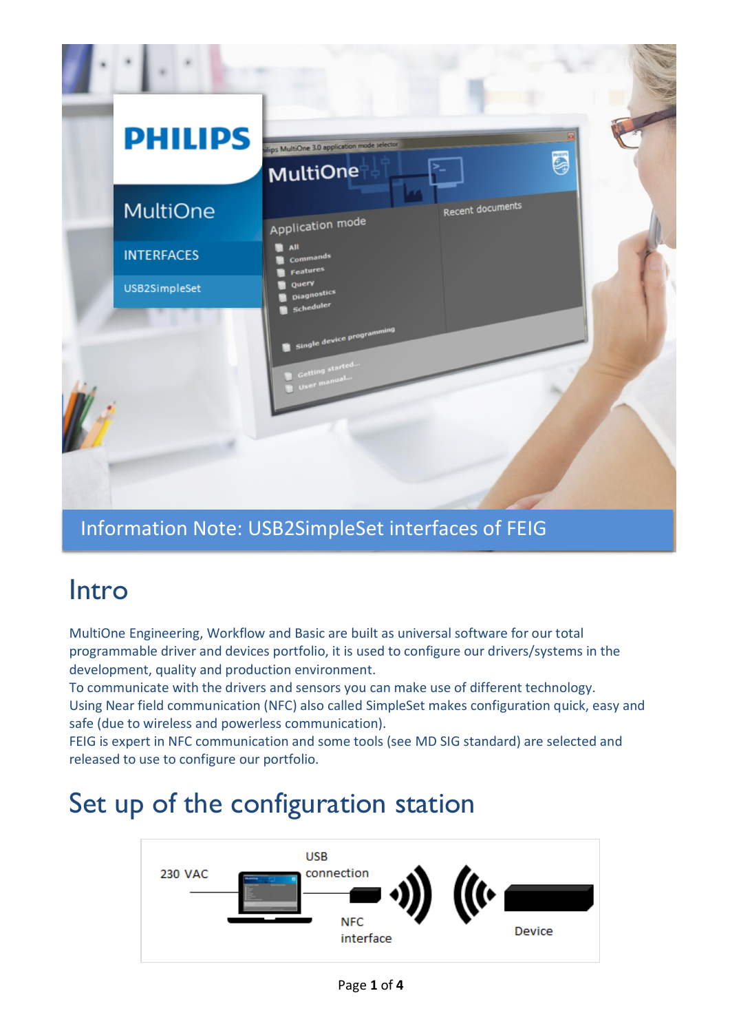PHILIPS

MultiOne

INTERFACES

USB2SimpleSet

# Information Note: USB2SimpleSet interfaces of FEIG

## Intro

MultiOne Engineering, Workflow and Basic are built as universal software for our total programmable driver and devices portfolio, it is used to configure our drivers/systems in the development, quality and production environment.
To communicate with the drivers and sensors you can make use of different technology.
Using Near field communication (NFC) also called SimpleSet makes configuration quick, easy and safe (due to wireless and powerless communication).
FEIG is expert in NFC communication and some tools (see MD SIG standard) are selected and released to use to configure our portfolio.

## Set up of the configuration station

230 VAC

USB connection

NFC interface

Device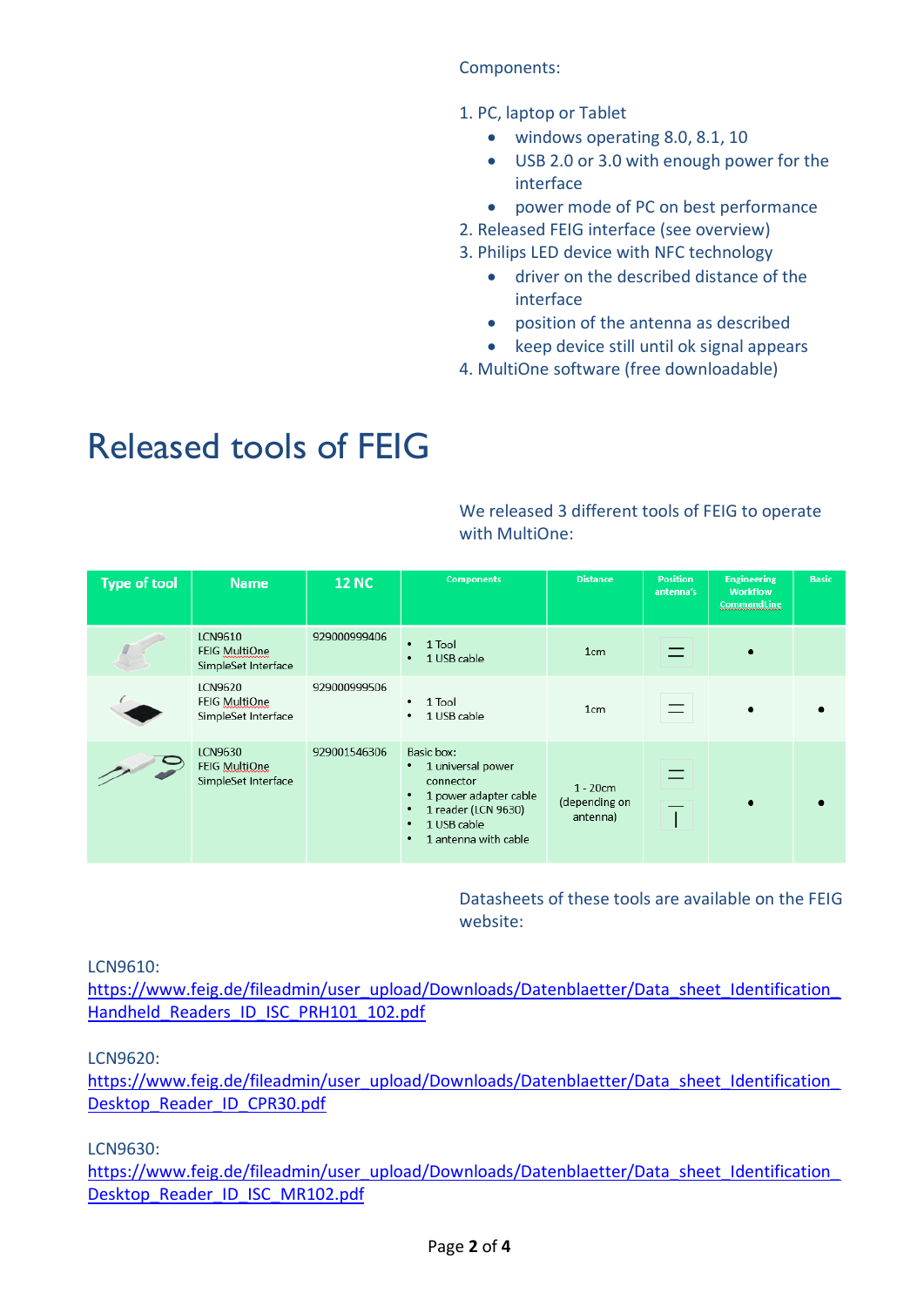Components:

1. PC, laptop or Tablet
   - windows operating 8.0, 8.1, 10
   - USB 2.0 or 3.0 with enough power for the interface
   - power mode of PC on best performance
2. Released FEIG interface (see overview)
3. Philips LED device with NFC technology
   - driver on the described distance of the interface
   - position of the antenna as described
   - keep device still until ok signal appears
4. MultiOne software (free downloadable)

# Released tools of FEIG

We released 3 different tools of FEIG to operate with MultiOne:

| Type of tool | Name | 12 NC | Components | Distance | Position antenna's | Engineering Workflow CommandLine | Basic |
|---|---|---|---|---|---|---|---|
| | LCN9610 FEIG MultiOne SimpleSet Interface | 929000999406 | • 1 Tool<br>• 1 USB cable | 1cm | = | • | |
| | LCN9620 FEIG MultiOne SimpleSet Interface | 929000999506 | • 1 Tool<br>• 1 USB cable | 1cm | = | • | • |
| | LCN9630 FEIG MultiOne SimpleSet Interface | 929001546306 | Basic box:<br>• 1 universal power connector<br>• 1 power adapter cable<br>• 1 reader (LCN 9630)<br>• 1 USB cable<br>• 1 antenna with cable | 1 - 20cm (depending on antenna) | = ⊤ | • | • |

Datasheets of these tools are available on the FEIG website:

LCN9610:
https://www.feig.de/fileadmin/user_upload/Downloads/Datenblaetter/Data_sheet_Identification_Handheld_Readers_ID_ISC_PRH101_102.pdf

LCN9620:
https://www.feig.de/fileadmin/user_upload/Downloads/Datenblaetter/Data_sheet_Identification_Desktop_Reader_ID_CPR30.pdf

LCN9630:
https://www.feig.de/fileadmin/user_upload/Downloads/Datenblaetter/Data_sheet_Identification_Desktop_Reader_ID_ISC_MR102.pdf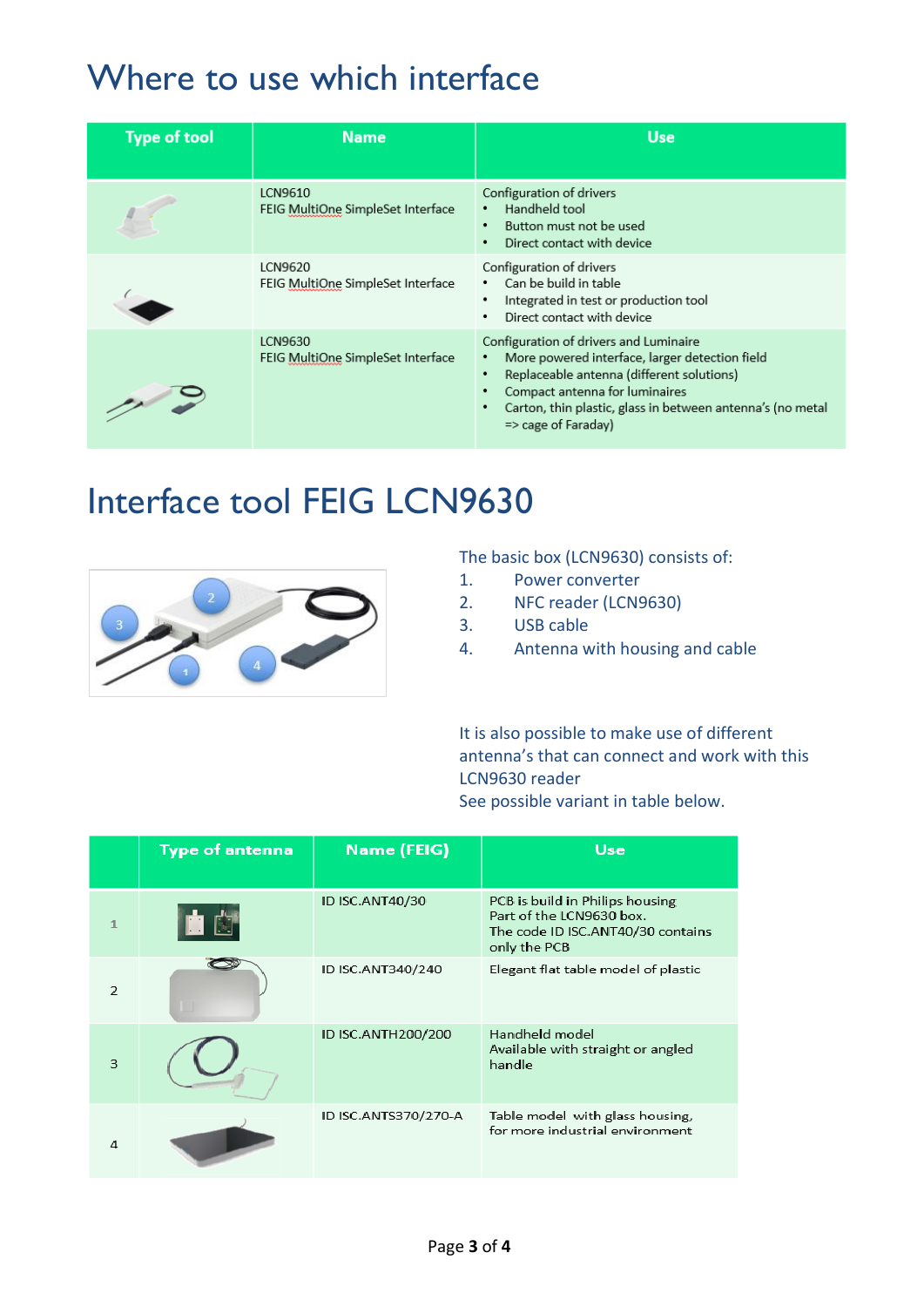# Where to use which interface

| Type of tool | Name | Use |
|---|---|---|
| | LCN9610<br>FEIG MultiOne SimpleSet Interface | Configuration of drivers<br>• Handheld tool<br>• Button must not be used<br>• Direct contact with device |
| | LCN9620<br>FEIG MultiOne SimpleSet Interface | Configuration of drivers<br>• Can be build in table<br>• Integrated in test or production tool<br>• Direct contact with device |
| | LCN9630<br>FEIG MultiOne SimpleSet Interface | Configuration of drivers and Luminaire<br>• More powered interface, larger detection field<br>• Replaceable antenna (different solutions)<br>• Compact antenna for luminaires<br>• Carton, thin plastic, glass in between antenna's (no metal => cage of Faraday) |

# Interface tool FEIG LCN9630

The basic box (LCN9630) consists of:

1. Power converter
2. NFC reader (LCN9630)
3. USB cable
4. Antenna with housing and cable

It is also possible to make use of different antenna's that can connect and work with this LCN9630 reader
See possible variant in table below.

| | Type of antenna | Name (FEIG) | Use |
|---|---|---|---|
| 1 | | ID ISC.ANT40/30 | PCB is build in Philips housing<br>Part of the LCN9630 box.<br>The code ID ISC.ANT40/30 contains only the PCB |
| 2 | | ID ISC.ANT340/240 | Elegant flat table model of plastic |
| 3 | | ID ISC.ANTH200/200 | Handheld model<br>Available with straight or angled handle |
| 4 | | ID ISC.ANTS370/270-A | Table model with glass housing, for more industrial environment |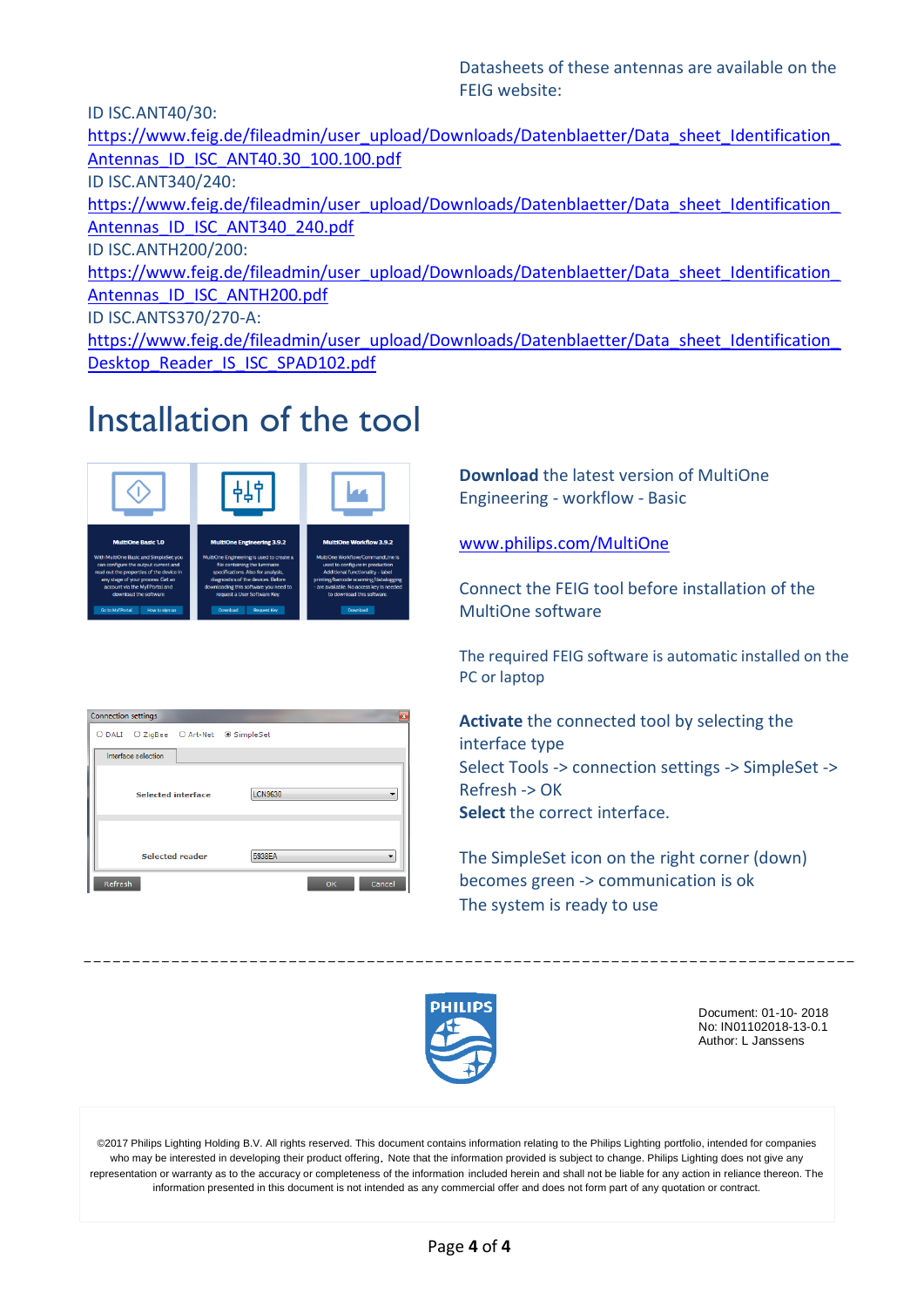Datasheets of these antennas are available on the FEIG website:

ID ISC.ANT40/30:
https://www.feig.de/fileadmin/user_upload/Downloads/Datenblaetter/Data_sheet_Identification_Antennas_ID_ISC_ANT40.30_100.100.pdf
ID ISC.ANT340/240:
https://www.feig.de/fileadmin/user_upload/Downloads/Datenblaetter/Data_sheet_Identification_Antennas_ID_ISC_ANT340_240.pdf
ID ISC.ANTH200/200:
https://www.feig.de/fileadmin/user_upload/Downloads/Datenblaetter/Data_sheet_Identification_Antennas_ID_ISC_ANTH200.pdf
ID ISC.ANTS370/270-A:
https://www.feig.de/fileadmin/user_upload/Downloads/Datenblaetter/Data_sheet_Identification_Desktop_Reader_IS_ISC_SPAD102.pdf

# Installation of the tool

**Download** the latest version of MultiOne Engineering - workflow - Basic

www.philips.com/MultiOne

Connect the FEIG tool before installation of the MultiOne software

The required FEIG software is automatic installed on the PC or laptop

**Activate** the connected tool by selecting the interface type
Select Tools -> connection settings -> SimpleSet -> Refresh -> OK
**Select** the correct interface.

The SimpleSet icon on the right corner (down) becomes green -> communication is ok
The system is ready to use

Document: 01-10- 2018
No: IN01102018-13-0.1
Author: L Janssens

©2017 Philips Lighting Holding B.V. All rights reserved. This document contains information relating to the Philips Lighting portfolio, intended for companies who may be interested in developing their product offering. Note that the information provided is subject to change. Philips Lighting does not give any representation or warranty as to the accuracy or completeness of the information included herein and shall not be liable for any action in reliance thereon. The information presented in this document is not intended as any commercial offer and does not form part of any quotation or contract.